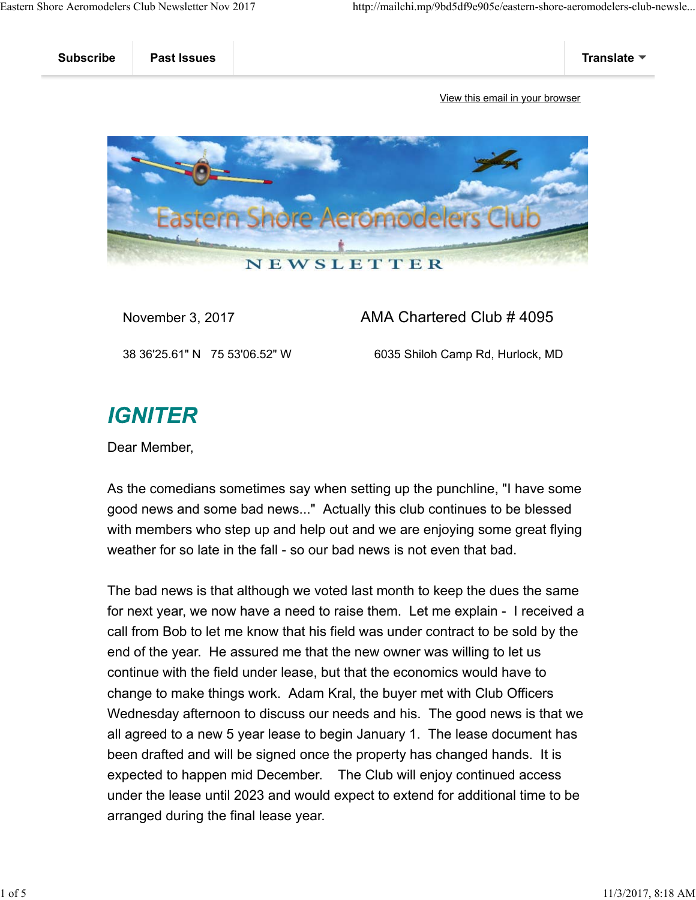Subscribe | Past Issues | Translate

View this email in your browser

# Eastern Shore Aeromodelers Club NEWSLETTER

November 3, 2017 — AMA Chartered Club # 4095

38 36'25.61" N   75 53'06.52" W — 6035 Shiloh Camp Rd, Hurlock, MD

## *IGNITER*

Dear Member,

As the comedians sometimes say when setting up the punchline, "I have some good news and some bad news..."  Actually this club continues to be blessed with members who step up and help out and we are enjoying some great flying weather for so late in the fall - so our bad news is not even that bad.

The bad news is that although we voted last month to keep the dues the same for next year, we now have a need to raise them.  Let me explain -  I received a call from Bob to let me know that his field was under contract to be sold by the end of the year.  He assured me that the new owner was willing to let us continue with the field under lease, but that the economics would have to change to make things work.  Adam Kral, the buyer met with Club Officers Wednesday afternoon to discuss our needs and his.  The good news is that we all agreed to a new 5 year lease to begin January 1.  The lease document has been drafted and will be signed once the property has changed hands.  It is expected to happen mid December.   The Club will enjoy continued access under the lease until 2023 and would expect to extend for additional time to be arranged during the final lease year.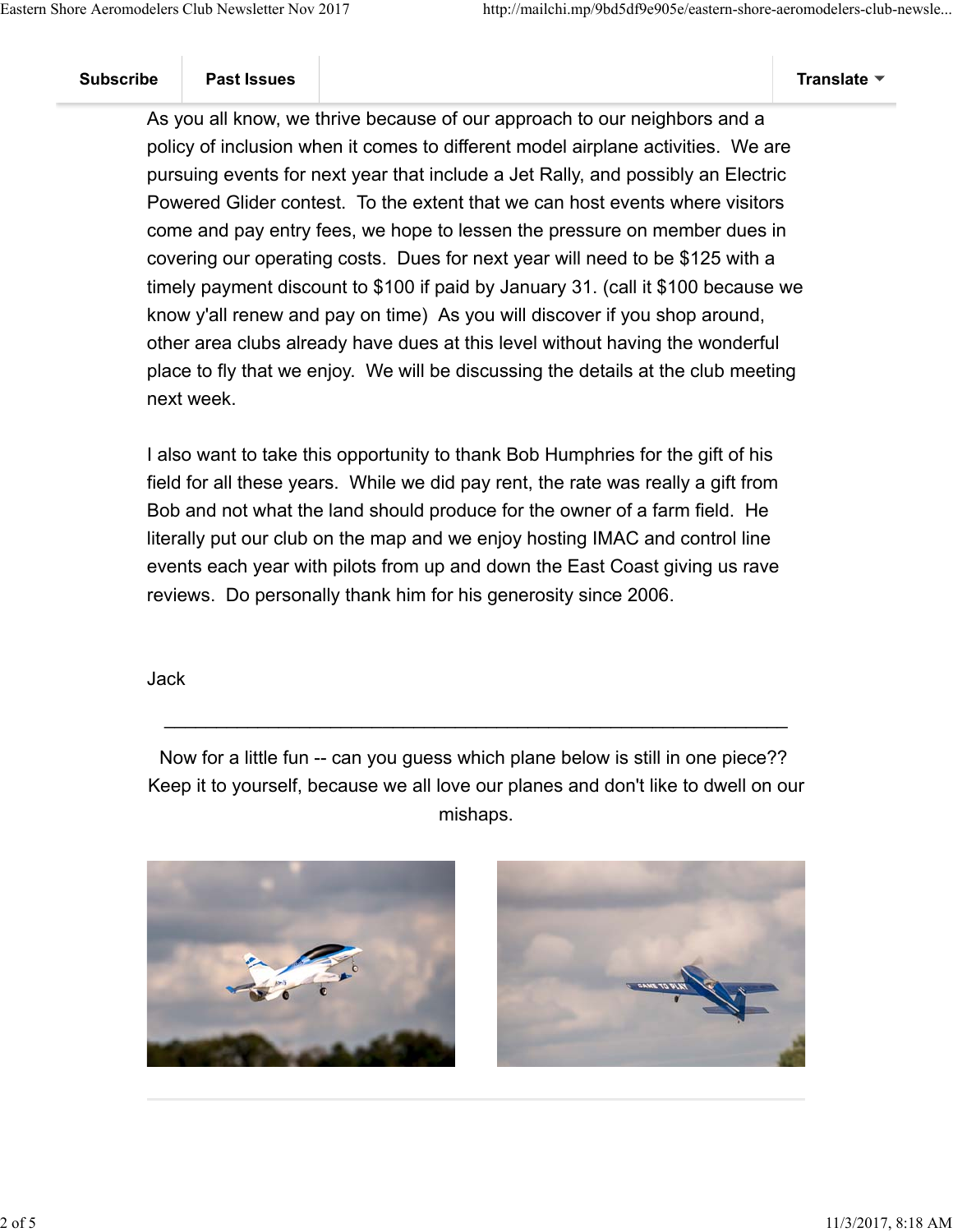Subscribe | Past Issues | Translate

As you all know, we thrive because of our approach to our neighbors and a policy of inclusion when it comes to different model airplane activities. We are pursuing events for next year that include a Jet Rally, and possibly an Electric Powered Glider contest. To the extent that we can host events where visitors come and pay entry fees, we hope to lessen the pressure on member dues in covering our operating costs. Dues for next year will need to be $125 with a timely payment discount to $100 if paid by January 31. (call it $100 because we know y'all renew and pay on time) As you will discover if you shop around, other area clubs already have dues at this level without having the wonderful place to fly that we enjoy. We will be discussing the details at the club meeting next week.

I also want to take this opportunity to thank Bob Humphries for the gift of his field for all these years. While we did pay rent, the rate was really a gift from Bob and not what the land should produce for the owner of a farm field. He literally put our club on the map and we enjoy hosting IMAC and control line events each year with pilots from up and down the East Coast giving us rave reviews. Do personally thank him for his generosity since 2006.

Jack

---

Now for a little fun -- can you guess which plane below is still in one piece?? Keep it to yourself, because we all love our planes and don't like to dwell on our mishaps.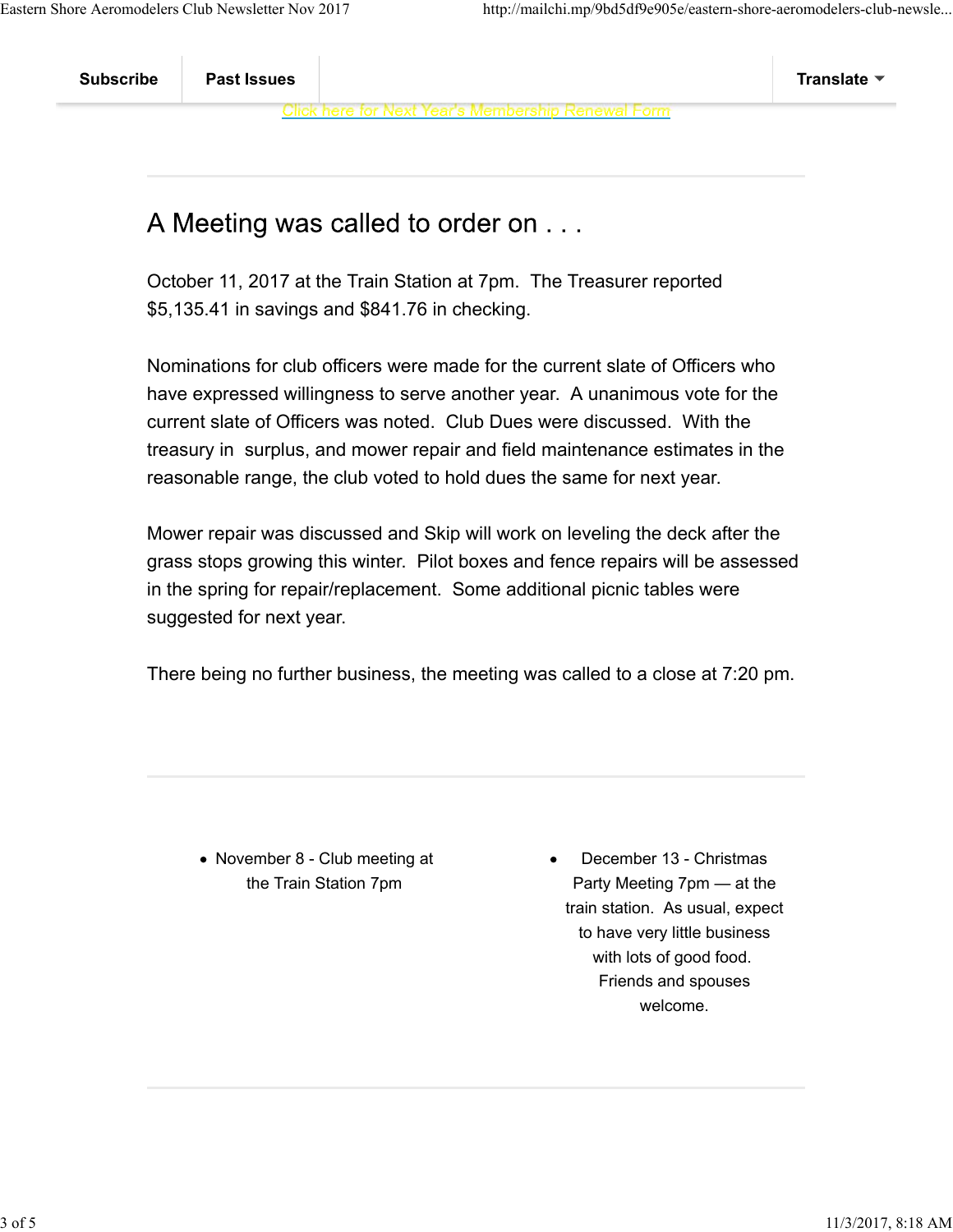Subscribe | Past Issues | Translate

Click here for Next Year's Membership Renewal Form

## A Meeting was called to order on . . .

October 11, 2017 at the Train Station at 7pm.  The Treasurer reported $5,135.41 in savings and $841.76 in checking.

Nominations for club officers were made for the current slate of Officers who have expressed willingness to serve another year.  A unanimous vote for the current slate of Officers was noted.  Club Dues were discussed.  With the treasury in  surplus, and mower repair and field maintenance estimates in the reasonable range, the club voted to hold dues the same for next year.

Mower repair was discussed and Skip will work on leveling the deck after the grass stops growing this winter.  Pilot boxes and fence repairs will be assessed in the spring for repair/replacement.  Some additional picnic tables were suggested for next year.

There being no further business, the meeting was called to a close at 7:20 pm.

- November 8 - Club meeting at the Train Station 7pm

- December 13 - Christmas Party Meeting 7pm — at the train station.  As usual, expect to have very little business with lots of good food. Friends and spouses welcome.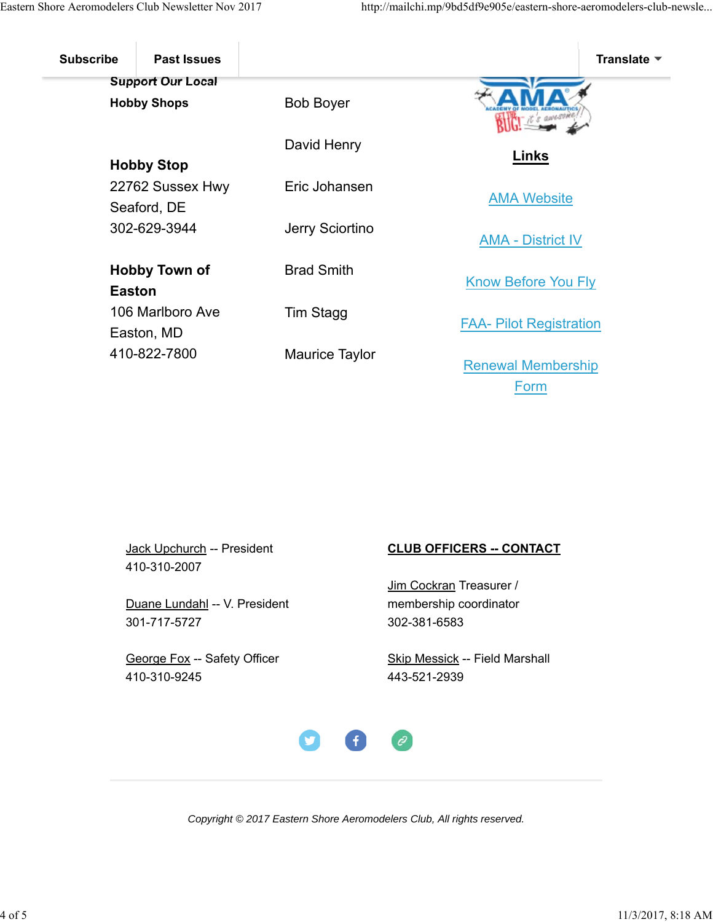Subscribe | Past Issues | Translate

**Support Our Local Hobby Shops**

**Hobby Stop**
22762 Sussex Hwy
Seaford, DE
302-629-3944

**Hobby Town of Easton**
106 Marlboro Ave
Easton, MD
410-822-7800

Bob Boyer

David Henry

Eric Johansen

Jerry Sciortino

Brad Smith

Tim Stagg

Maurice Taylor

**Links**

AMA Website

AMA - District IV

Know Before You Fly

FAA- Pilot Registration

Renewal Membership Form

**CLUB OFFICERS -- CONTACT**

Jack Upchurch -- President
410-310-2007

Duane Lundahl -- V. President
301-717-5727

George Fox -- Safety Officer
410-310-9245

Jim Cockran Treasurer / membership coordinator
302-381-6583

Skip Messick -- Field Marshall
443-521-2939

*Copyright © 2017 Eastern Shore Aeromodelers Club, All rights reserved.*